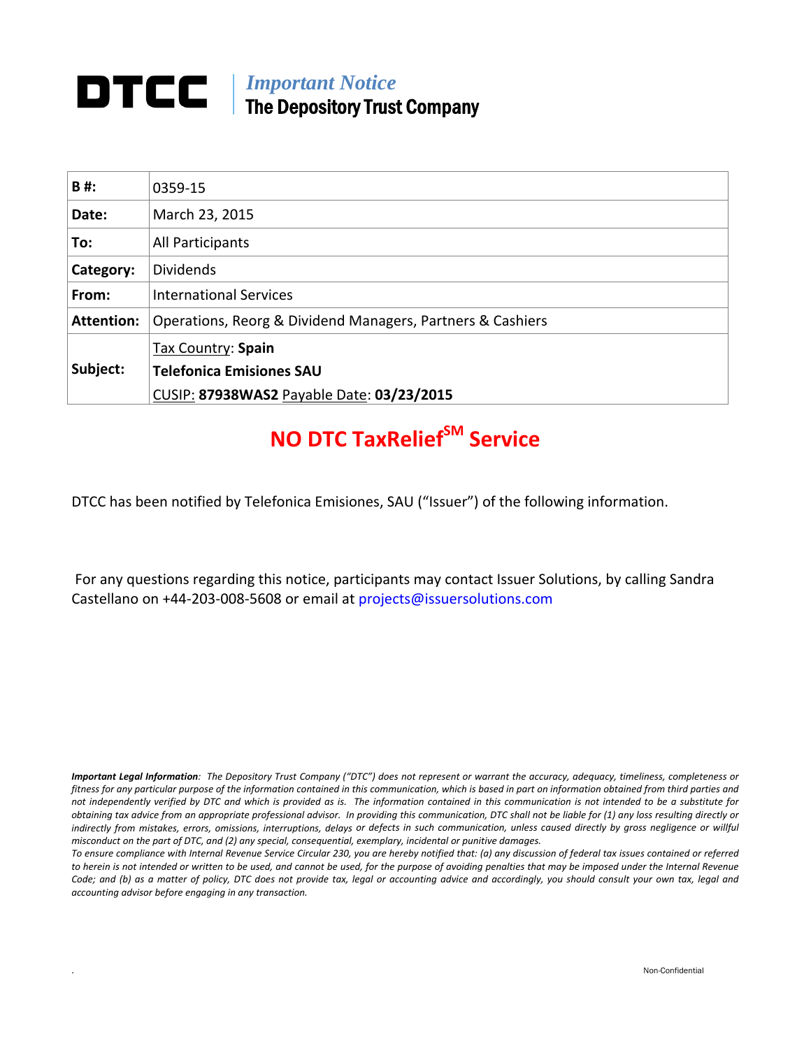# DTCC

*Important Notice*
**The Depository Trust Company**

| | |
|---|---|
| **B #:** | 0359-15 |
| **Date:** | March 23, 2015 |
| **To:** | All Participants |
| **Category:** | Dividends |
| **From:** | International Services |
| **Attention:** | Operations, Reorg & Dividend Managers, Partners & Cashiers |
| **Subject:** | Tax Country: **Spain**<br>**Telefonica Emisiones SAU**<br>CUSIP: **87938WAS2** Payable Date: **03/23/2015** |

## NO DTC TaxRelief[SM] Service

DTCC has been notified by Telefonica Emisiones, SAU ("Issuer") of the following information.

For any questions regarding this notice, participants may contact Issuer Solutions, by calling Sandra Castellano on +44-203-008-5608 or email at projects@issuersolutions.com

***Important Legal Information****: The Depository Trust Company ("DTC") does not represent or warrant the accuracy, adequacy, timeliness, completeness or fitness for any particular purpose of the information contained in this communication, which is based in part on information obtained from third parties and not independently verified by DTC and which is provided as is. The information contained in this communication is not intended to be a substitute for obtaining tax advice from an appropriate professional advisor. In providing this communication, DTC shall not be liable for (1) any loss resulting directly or indirectly from mistakes, errors, omissions, interruptions, delays or defects in such communication, unless caused directly by gross negligence or willful misconduct on the part of DTC, and (2) any special, consequential, exemplary, incidental or punitive damages.*

*To ensure compliance with Internal Revenue Service Circular 230, you are hereby notified that: (a) any discussion of federal tax issues contained or referred to herein is not intended or written to be used, and cannot be used, for the purpose of avoiding penalties that may be imposed under the Internal Revenue Code; and (b) as a matter of policy, DTC does not provide tax, legal or accounting advice and accordingly, you should consult your own tax, legal and accounting advisor before engaging in any transaction.*

Non-Confidential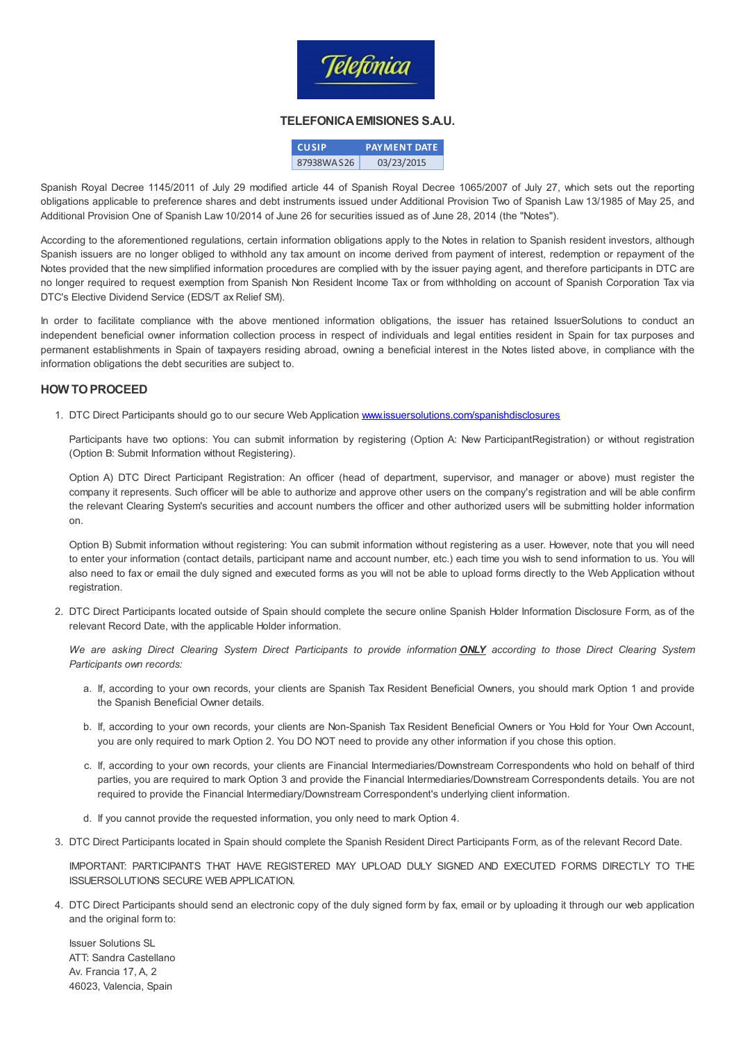# TELEFONICA EMISIONES S.A.U.

| CUSIP | PAYMENT DATE |
|---|---|
| 87938WAS26 | 03/23/2015 |

Spanish Royal Decree 1145/2011 of July 29 modified article 44 of Spanish Royal Decree 1065/2007 of July 27, which sets out the reporting obligations applicable to preference shares and debt instruments issued under Additional Provision Two of Spanish Law 13/1985 of May 25, and Additional Provision One of Spanish Law 10/2014 of June 26 for securities issued as of June 28, 2014 (the "Notes").

According to the aforementioned regulations, certain information obligations apply to the Notes in relation to Spanish resident investors, although Spanish issuers are no longer obliged to withhold any tax amount on income derived from payment of interest, redemption or repayment of the Notes provided that the new simplified information procedures are complied with by the issuer paying agent, and therefore participants in DTC are no longer required to request exemption from Spanish Non Resident Income Tax or from withholding on account of Spanish Corporation Tax via DTC's Elective Dividend Service (EDS/T ax Relief SM).

In order to facilitate compliance with the above mentioned information obligations, the issuer has retained IssuerSolutions to conduct an independent beneficial owner information collection process in respect of individuals and legal entities resident in Spain for tax purposes and permanent establishments in Spain of taxpayers residing abroad, owning a beneficial interest in the Notes listed above, in compliance with the information obligations the debt securities are subject to.

## HOW TO PROCEED

1. DTC Direct Participants should go to our secure Web Application www.issuersolutions.com/spanishdisclosures

   Participants have two options: You can submit information by registering (Option A: New ParticipantRegistration) or without registration (Option B: Submit Information without Registering).

   Option A) DTC Direct Participant Registration: An officer (head of department, supervisor, and manager or above) must register the company it represents. Such officer will be able to authorize and approve other users on the company's registration and will be able confirm the relevant Clearing System's securities and account numbers the officer and other authorized users will be submitting holder information on.

   Option B) Submit information without registering: You can submit information without registering as a user. However, note that you will need to enter your information (contact details, participant name and account number, etc.) each time you wish to send information to us. You will also need to fax or email the duly signed and executed forms as you will not be able to upload forms directly to the Web Application without registration.

2. DTC Direct Participants located outside of Spain should complete the secure online Spanish Holder Information Disclosure Form, as of the relevant Record Date, with the applicable Holder information.

   *We are asking Direct Clearing System Direct Participants to provide information **ONLY** according to those Direct Clearing System Participants own records:*

   a. If, according to your own records, your clients are Spanish Tax Resident Beneficial Owners, you should mark Option 1 and provide the Spanish Beneficial Owner details.

   b. If, according to your own records, your clients are Non-Spanish Tax Resident Beneficial Owners or You Hold for Your Own Account, you are only required to mark Option 2. You DO NOT need to provide any other information if you chose this option.

   c. If, according to your own records, your clients are Financial Intermediaries/Downstream Correspondents who hold on behalf of third parties, you are required to mark Option 3 and provide the Financial Intermediaries/Downstream Correspondents details. You are not required to provide the Financial Intermediary/Downstream Correspondent's underlying client information.

   d. If you cannot provide the requested information, you only need to mark Option 4.

3. DTC Direct Participants located in Spain should complete the Spanish Resident Direct Participants Form, as of the relevant Record Date.

   IMPORTANT: PARTICIPANTS THAT HAVE REGISTERED MAY UPLOAD DULY SIGNED AND EXECUTED FORMS DIRECTLY TO THE ISSUERSOLUTIONS SECURE WEB APPLICATION.

4. DTC Direct Participants should send an electronic copy of the duly signed form by fax, email or by uploading it through our web application and the original form to:

   Issuer Solutions SL
   ATT: Sandra Castellano
   Av. Francia 17, A, 2
   46023, Valencia, Spain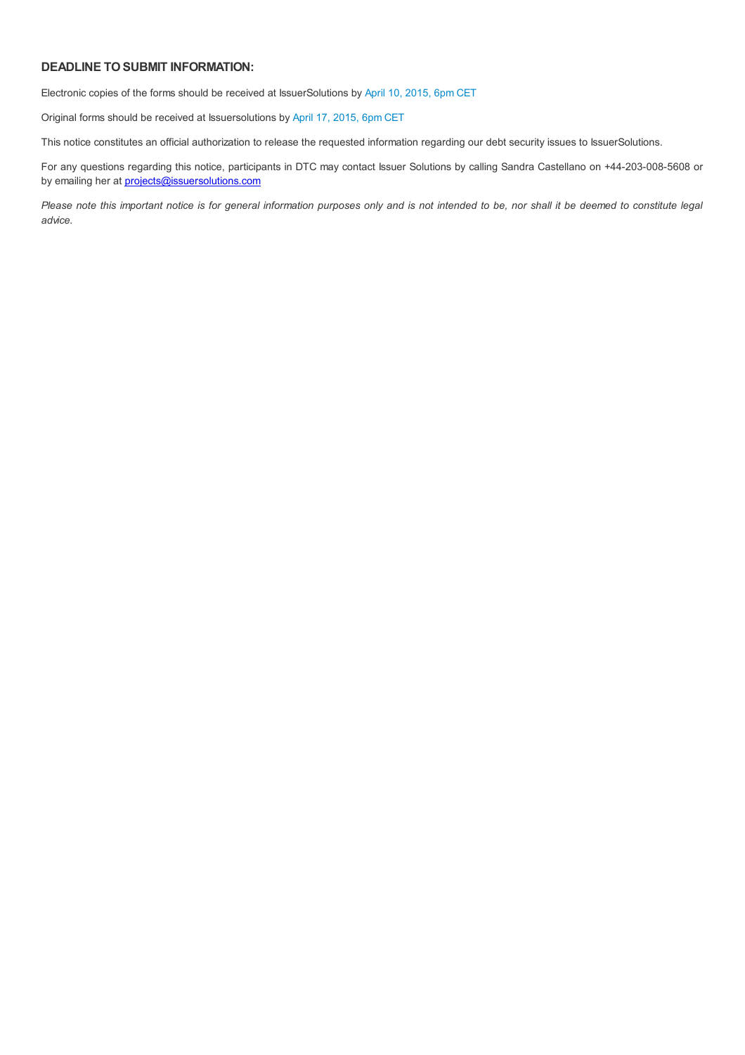### DEADLINE TO SUBMIT INFORMATION:

Electronic copies of the forms should be received at IssuerSolutions by April 10, 2015, 6pm CET

Original forms should be received at Issuersolutions by April 17, 2015, 6pm CET

This notice constitutes an official authorization to release the requested information regarding our debt security issues to IssuerSolutions.

For any questions regarding this notice, participants in DTC may contact Issuer Solutions by calling Sandra Castellano on +44-203-008-5608 or by emailing her at projects@issuersolutions.com

*Please note this important notice is for general information purposes only and is not intended to be, nor shall it be deemed to constitute legal advice.*